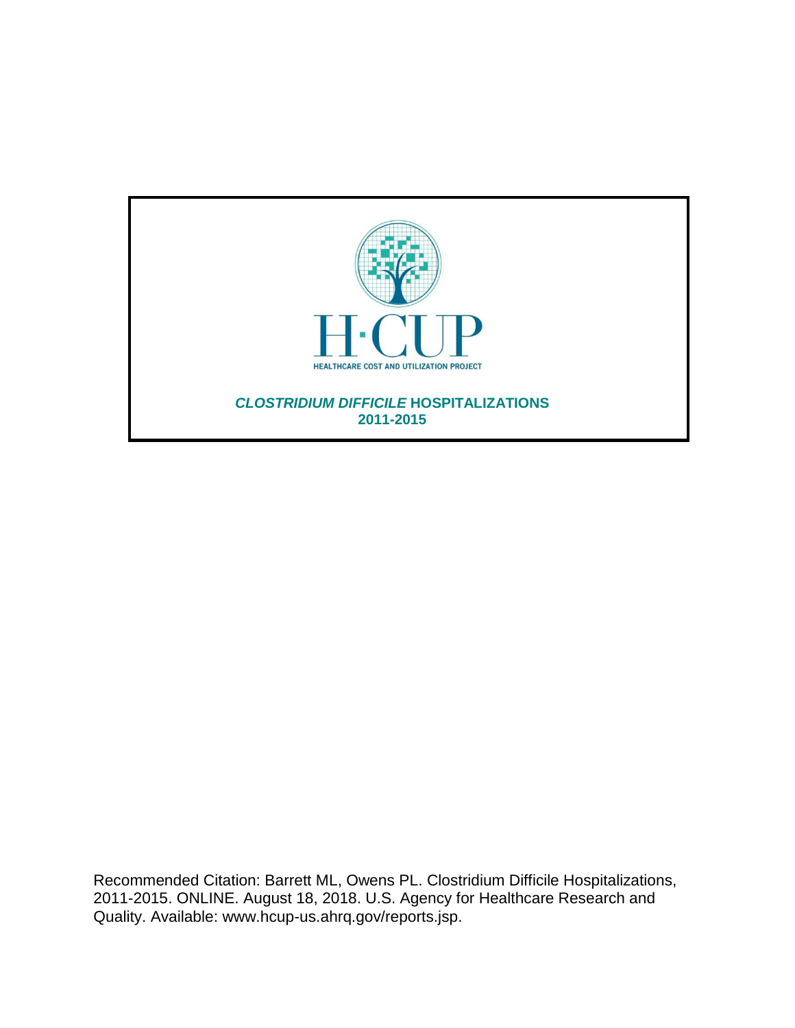H·CUP

HEALTHCARE COST AND UTILIZATION PROJECT

# *CLOSTRIDIUM DIFFICILE* HOSPITALIZATIONS
## 2011-2015

Recommended Citation: Barrett ML, Owens PL. Clostridium Difficile Hospitalizations, 2011-2015. ONLINE. August 18, 2018. U.S. Agency for Healthcare Research and Quality. Available: www.hcup-us.ahrq.gov/reports.jsp.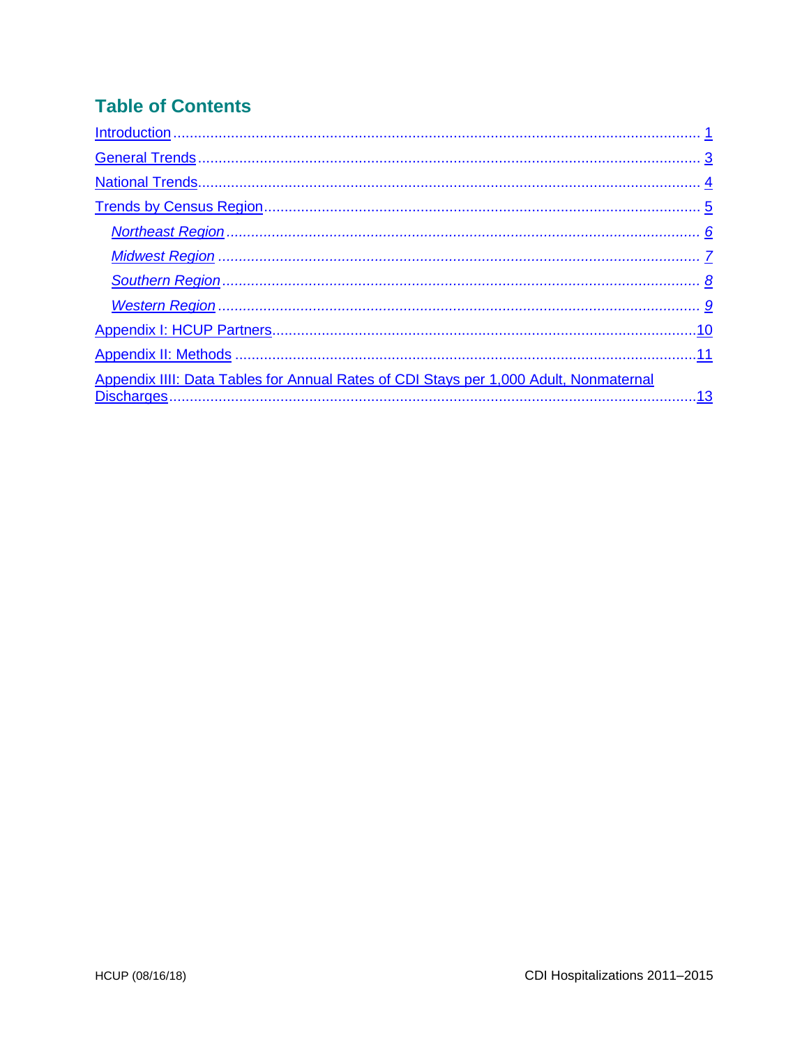## Table of Contents

- Introduction ........ 1
- General Trends ........ 3
- National Trends ........ 4
- Trends by Census Region ........ 5
  - *Northeast Region* ........ 6
  - *Midwest Region* ........ 7
  - *Southern Region* ........ 8
  - *Western Region* ........ 9
- Appendix I: HCUP Partners ........ 10
- Appendix II: Methods ........ 11
- Appendix IIII: Data Tables for Annual Rates of CDI Stays per 1,000 Adult, Nonmaternal Discharges ........ 13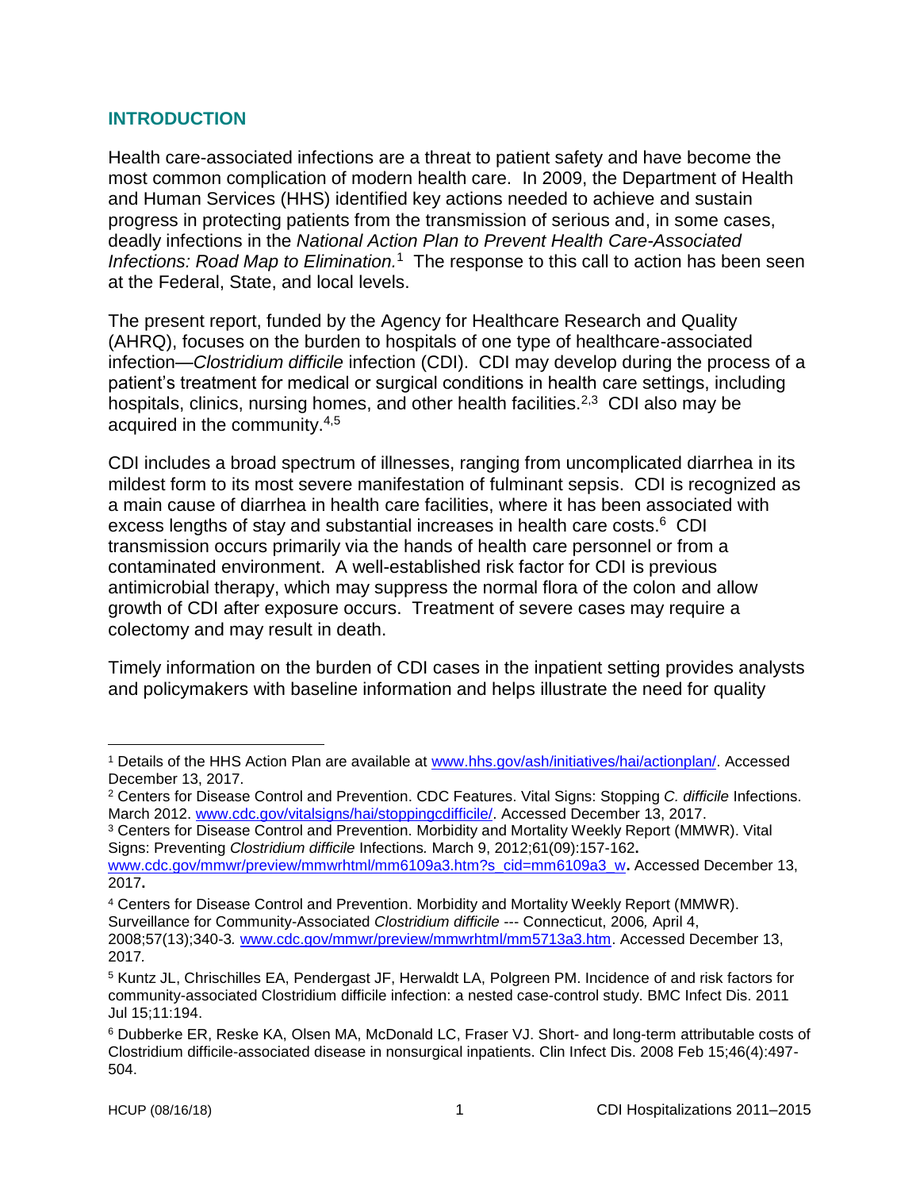## INTRODUCTION

Health care-associated infections are a threat to patient safety and have become the most common complication of modern health care. In 2009, the Department of Health and Human Services (HHS) identified key actions needed to achieve and sustain progress in protecting patients from the transmission of serious and, in some cases, deadly infections in the *National Action Plan to Prevent Health Care-Associated Infections: Road Map to Elimination.*[1] The response to this call to action has been seen at the Federal, State, and local levels.

The present report, funded by the Agency for Healthcare Research and Quality (AHRQ), focuses on the burden to hospitals of one type of healthcare-associated infection—*Clostridium difficile* infection (CDI). CDI may develop during the process of a patient's treatment for medical or surgical conditions in health care settings, including hospitals, clinics, nursing homes, and other health facilities.[2,3] CDI also may be acquired in the community.[4,5]

CDI includes a broad spectrum of illnesses, ranging from uncomplicated diarrhea in its mildest form to its most severe manifestation of fulminant sepsis. CDI is recognized as a main cause of diarrhea in health care facilities, where it has been associated with excess lengths of stay and substantial increases in health care costs.[6] CDI transmission occurs primarily via the hands of health care personnel or from a contaminated environment. A well-established risk factor for CDI is previous antimicrobial therapy, which may suppress the normal flora of the colon and allow growth of CDI after exposure occurs. Treatment of severe cases may require a colectomy and may result in death.

Timely information on the burden of CDI cases in the inpatient setting provides analysts and policymakers with baseline information and helps illustrate the need for quality

---

[1] Details of the HHS Action Plan are available at www.hhs.gov/ash/initiatives/hai/actionplan/. Accessed December 13, 2017.

[2] Centers for Disease Control and Prevention. CDC Features. Vital Signs: Stopping *C. difficile* Infections. March 2012. www.cdc.gov/vitalsigns/hai/stoppingcdifficile/. Accessed December 13, 2017.

[3] Centers for Disease Control and Prevention. Morbidity and Mortality Weekly Report (MMWR). Vital Signs: Preventing *Clostridium difficile* Infections*.* March 9, 2012;61(09):157-162**.** www.cdc.gov/mmwr/preview/mmwrhtml/mm6109a3.htm?s_cid=mm6109a3_w**.** Accessed December 13, 2017**.**

[4] Centers for Disease Control and Prevention. Morbidity and Mortality Weekly Report (MMWR). Surveillance for Community-Associated *Clostridium difficile* --- Connecticut, 2006*,* April 4, 2008;57(13);340-3*.* www.cdc.gov/mmwr/preview/mmwrhtml/mm5713a3.htm. Accessed December 13, 2017*.*

[5] Kuntz JL, Chrischilles EA, Pendergast JF, Herwaldt LA, Polgreen PM. Incidence of and risk factors for community-associated Clostridium difficile infection: a nested case-control study. BMC Infect Dis. 2011 Jul 15;11:194.

[6] Dubberke ER, Reske KA, Olsen MA, McDonald LC, Fraser VJ. Short- and long-term attributable costs of Clostridium difficile-associated disease in nonsurgical inpatients. Clin Infect Dis. 2008 Feb 15;46(4):497-504.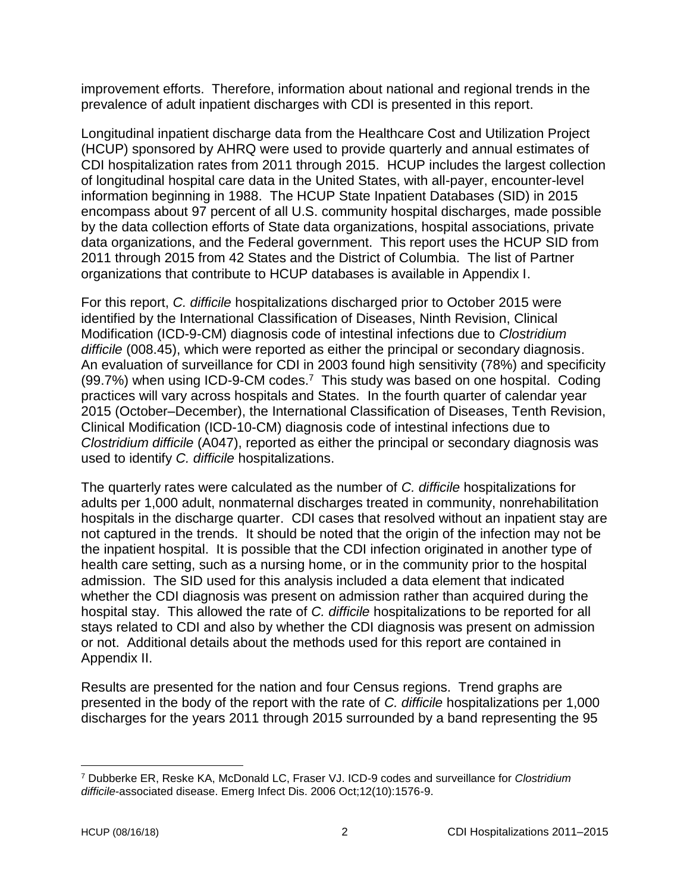improvement efforts. Therefore, information about national and regional trends in the prevalence of adult inpatient discharges with CDI is presented in this report.

Longitudinal inpatient discharge data from the Healthcare Cost and Utilization Project (HCUP) sponsored by AHRQ were used to provide quarterly and annual estimates of CDI hospitalization rates from 2011 through 2015. HCUP includes the largest collection of longitudinal hospital care data in the United States, with all-payer, encounter-level information beginning in 1988. The HCUP State Inpatient Databases (SID) in 2015 encompass about 97 percent of all U.S. community hospital discharges, made possible by the data collection efforts of State data organizations, hospital associations, private data organizations, and the Federal government. This report uses the HCUP SID from 2011 through 2015 from 42 States and the District of Columbia. The list of Partner organizations that contribute to HCUP databases is available in Appendix I.

For this report, *C. difficile* hospitalizations discharged prior to October 2015 were identified by the International Classification of Diseases, Ninth Revision, Clinical Modification (ICD-9-CM) diagnosis code of intestinal infections due to *Clostridium difficile* (008.45), which were reported as either the principal or secondary diagnosis. An evaluation of surveillance for CDI in 2003 found high sensitivity (78%) and specificity (99.7%) when using ICD-9-CM codes.[7] This study was based on one hospital. Coding practices will vary across hospitals and States. In the fourth quarter of calendar year 2015 (October–December), the International Classification of Diseases, Tenth Revision, Clinical Modification (ICD-10-CM) diagnosis code of intestinal infections due to *Clostridium difficile* (A047), reported as either the principal or secondary diagnosis was used to identify *C. difficile* hospitalizations.

The quarterly rates were calculated as the number of *C. difficile* hospitalizations for adults per 1,000 adult, nonmaternal discharges treated in community, nonrehabilitation hospitals in the discharge quarter. CDI cases that resolved without an inpatient stay are not captured in the trends. It should be noted that the origin of the infection may not be the inpatient hospital. It is possible that the CDI infection originated in another type of health care setting, such as a nursing home, or in the community prior to the hospital admission. The SID used for this analysis included a data element that indicated whether the CDI diagnosis was present on admission rather than acquired during the hospital stay. This allowed the rate of *C. difficile* hospitalizations to be reported for all stays related to CDI and also by whether the CDI diagnosis was present on admission or not. Additional details about the methods used for this report are contained in Appendix II.

Results are presented for the nation and four Census regions. Trend graphs are presented in the body of the report with the rate of *C. difficile* hospitalizations per 1,000 discharges for the years 2011 through 2015 surrounded by a band representing the 95

---

[7] Dubberke ER, Reske KA, McDonald LC, Fraser VJ. ICD-9 codes and surveillance for *Clostridium difficile*-associated disease. Emerg Infect Dis. 2006 Oct;12(10):1576-9.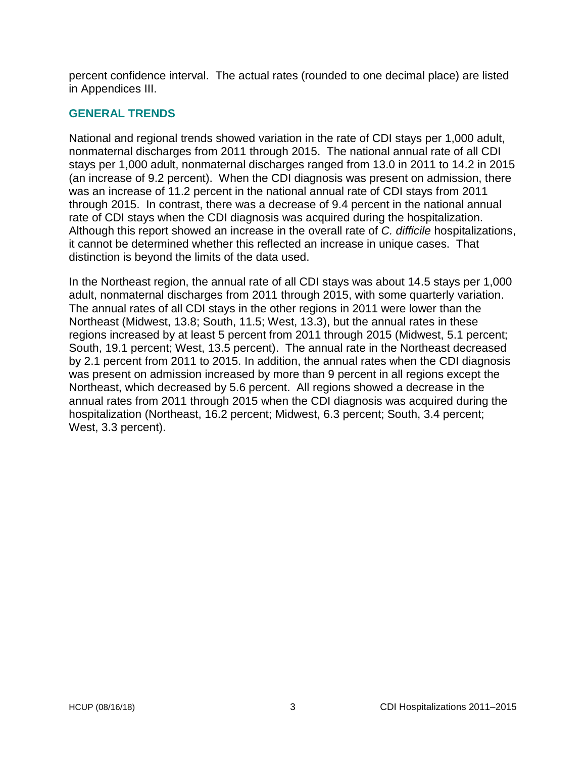percent confidence interval. The actual rates (rounded to one decimal place) are listed in Appendices III.

## GENERAL TRENDS

National and regional trends showed variation in the rate of CDI stays per 1,000 adult, nonmaternal discharges from 2011 through 2015. The national annual rate of all CDI stays per 1,000 adult, nonmaternal discharges ranged from 13.0 in 2011 to 14.2 in 2015 (an increase of 9.2 percent). When the CDI diagnosis was present on admission, there was an increase of 11.2 percent in the national annual rate of CDI stays from 2011 through 2015. In contrast, there was a decrease of 9.4 percent in the national annual rate of CDI stays when the CDI diagnosis was acquired during the hospitalization. Although this report showed an increase in the overall rate of *C. difficile* hospitalizations, it cannot be determined whether this reflected an increase in unique cases. That distinction is beyond the limits of the data used.

In the Northeast region, the annual rate of all CDI stays was about 14.5 stays per 1,000 adult, nonmaternal discharges from 2011 through 2015, with some quarterly variation. The annual rates of all CDI stays in the other regions in 2011 were lower than the Northeast (Midwest, 13.8; South, 11.5; West, 13.3), but the annual rates in these regions increased by at least 5 percent from 2011 through 2015 (Midwest, 5.1 percent; South, 19.1 percent; West, 13.5 percent). The annual rate in the Northeast decreased by 2.1 percent from 2011 to 2015. In addition, the annual rates when the CDI diagnosis was present on admission increased by more than 9 percent in all regions except the Northeast, which decreased by 5.6 percent. All regions showed a decrease in the annual rates from 2011 through 2015 when the CDI diagnosis was acquired during the hospitalization (Northeast, 16.2 percent; Midwest, 6.3 percent; South, 3.4 percent; West, 3.3 percent).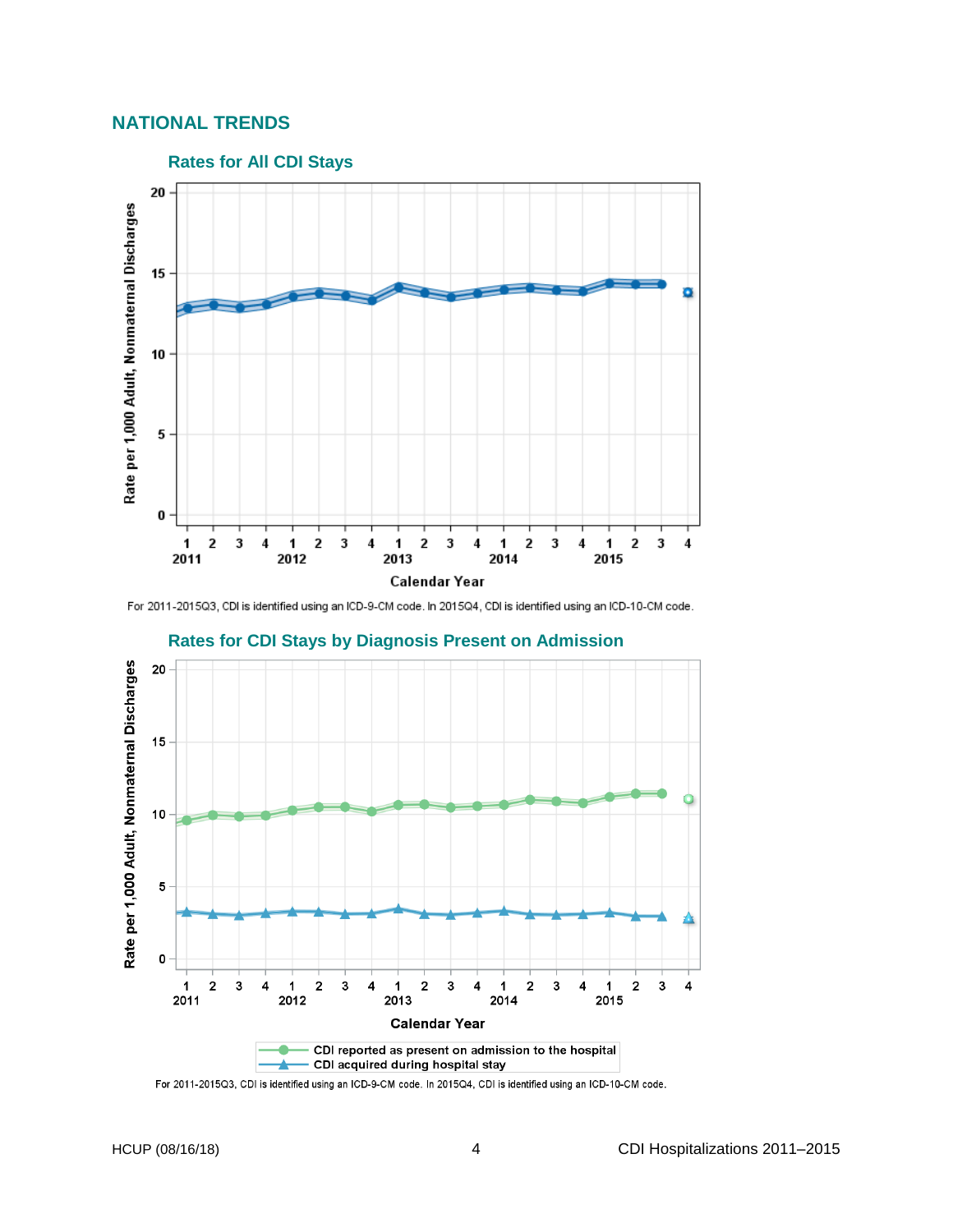## NATIONAL TRENDS

### Rates for All CDI Stays

For 2011-2015Q3, CDI is identified using an ICD-9-CM code. In 2015Q4, CDI is identified using an ICD-10-CM code.

### Rates for CDI Stays by Diagnosis Present on Admission

For 2011-2015Q3, CDI is identified using an ICD-9-CM code. In 2015Q4, CDI is identified using an ICD-10-CM code.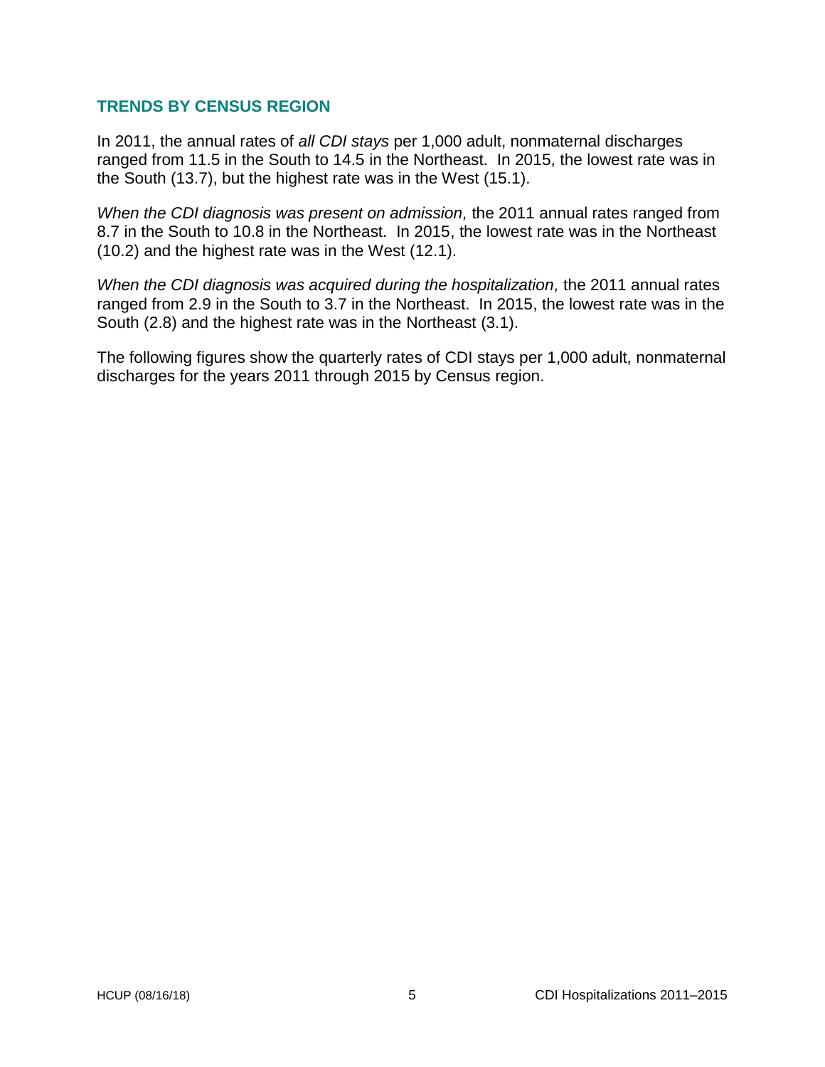## TRENDS BY CENSUS REGION

In 2011, the annual rates of *all CDI stays* per 1,000 adult, nonmaternal discharges ranged from 11.5 in the South to 14.5 in the Northeast. In 2015, the lowest rate was in the South (13.7), but the highest rate was in the West (15.1).

*When the CDI diagnosis was present on admission,* the 2011 annual rates ranged from 8.7 in the South to 10.8 in the Northeast. In 2015, the lowest rate was in the Northeast (10.2) and the highest rate was in the West (12.1).

*When the CDI diagnosis was acquired during the hospitalization,* the 2011 annual rates ranged from 2.9 in the South to 3.7 in the Northeast. In 2015, the lowest rate was in the South (2.8) and the highest rate was in the Northeast (3.1).

The following figures show the quarterly rates of CDI stays per 1,000 adult, nonmaternal discharges for the years 2011 through 2015 by Census region.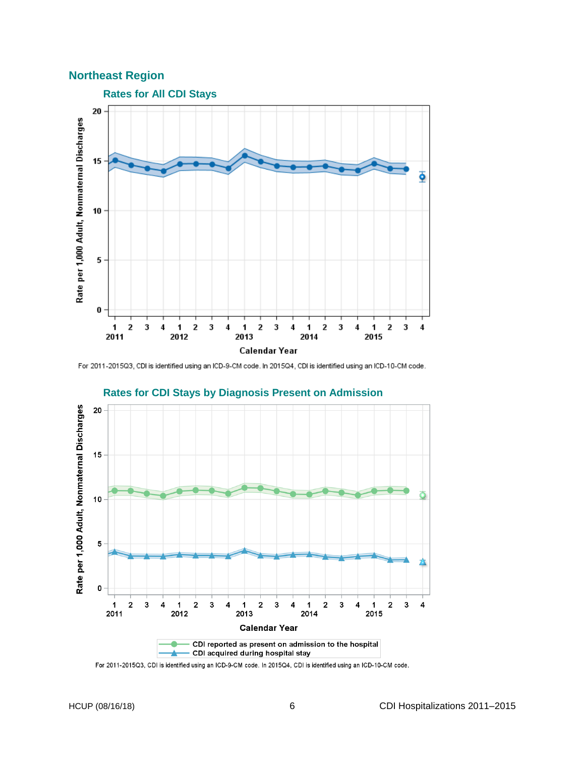## Northeast Region

### Rates for All CDI Stays

For 2011-2015Q3, CDI is identified using an ICD-9-CM code. In 2015Q4, CDI is identified using an ICD-10-CM code.

### Rates for CDI Stays by Diagnosis Present on Admission

For 2011-2015Q3, CDI is identified using an ICD-9-CM code. In 2015Q4, CDI is identified using an ICD-10-CM code.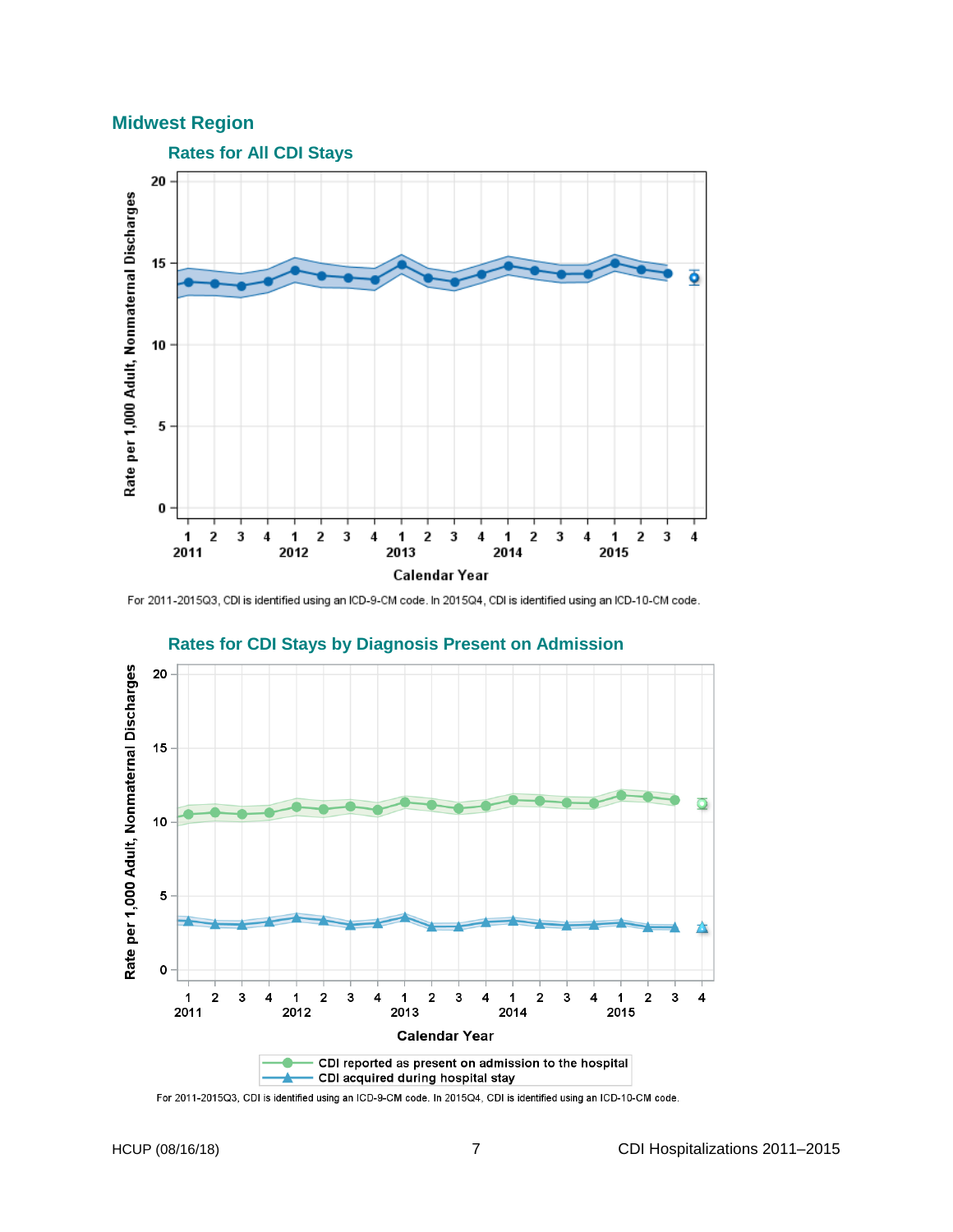## Midwest Region

### Rates for All CDI Stays

For 2011-2015Q3, CDI is identified using an ICD-9-CM code. In 2015Q4, CDI is identified using an ICD-10-CM code.

### Rates for CDI Stays by Diagnosis Present on Admission

For 2011-2015Q3, CDI is identified using an ICD-9-CM code. In 2015Q4, CDI is identified using an ICD-10-CM code.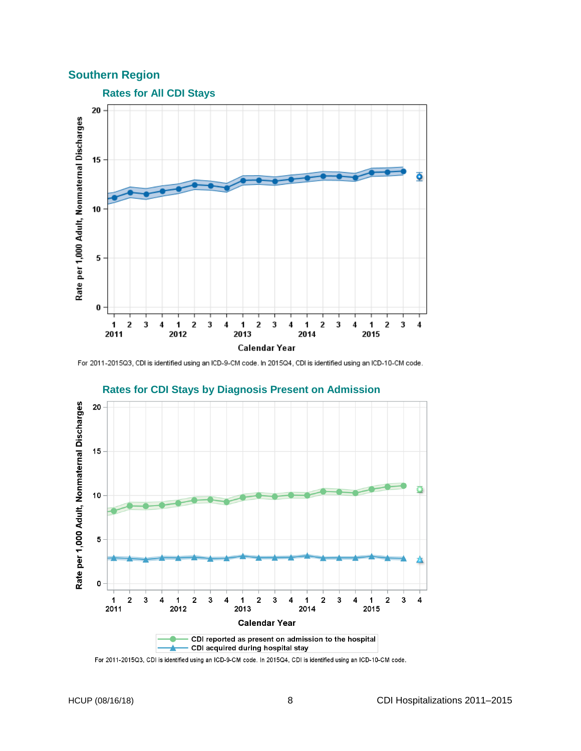## Southern Region

### Rates for All CDI Stays

For 2011-2015Q3, CDI is identified using an ICD-9-CM code. In 2015Q4, CDI is identified using an ICD-10-CM code.

### Rates for CDI Stays by Diagnosis Present on Admission

For 2011-2015Q3, CDI is identified using an ICD-9-CM code. In 2015Q4, CDI is identified using an ICD-10-CM code.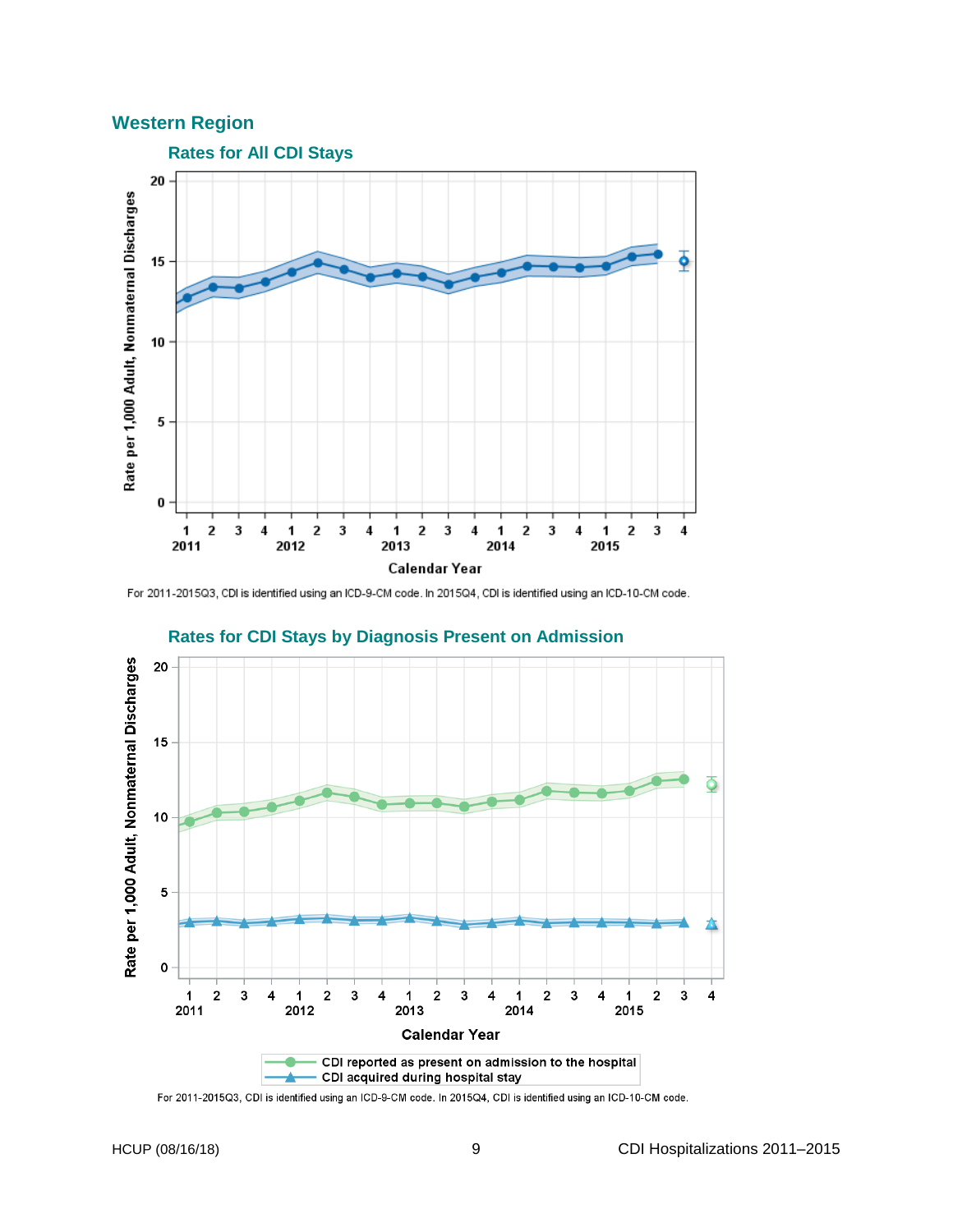## Western Region

### Rates for All CDI Stays

For 2011-2015Q3, CDI is identified using an ICD-9-CM code. In 2015Q4, CDI is identified using an ICD-10-CM code.

### Rates for CDI Stays by Diagnosis Present on Admission

For 2011-2015Q3, CDI is identified using an ICD-9-CM code. In 2015Q4, CDI is identified using an ICD-10-CM code.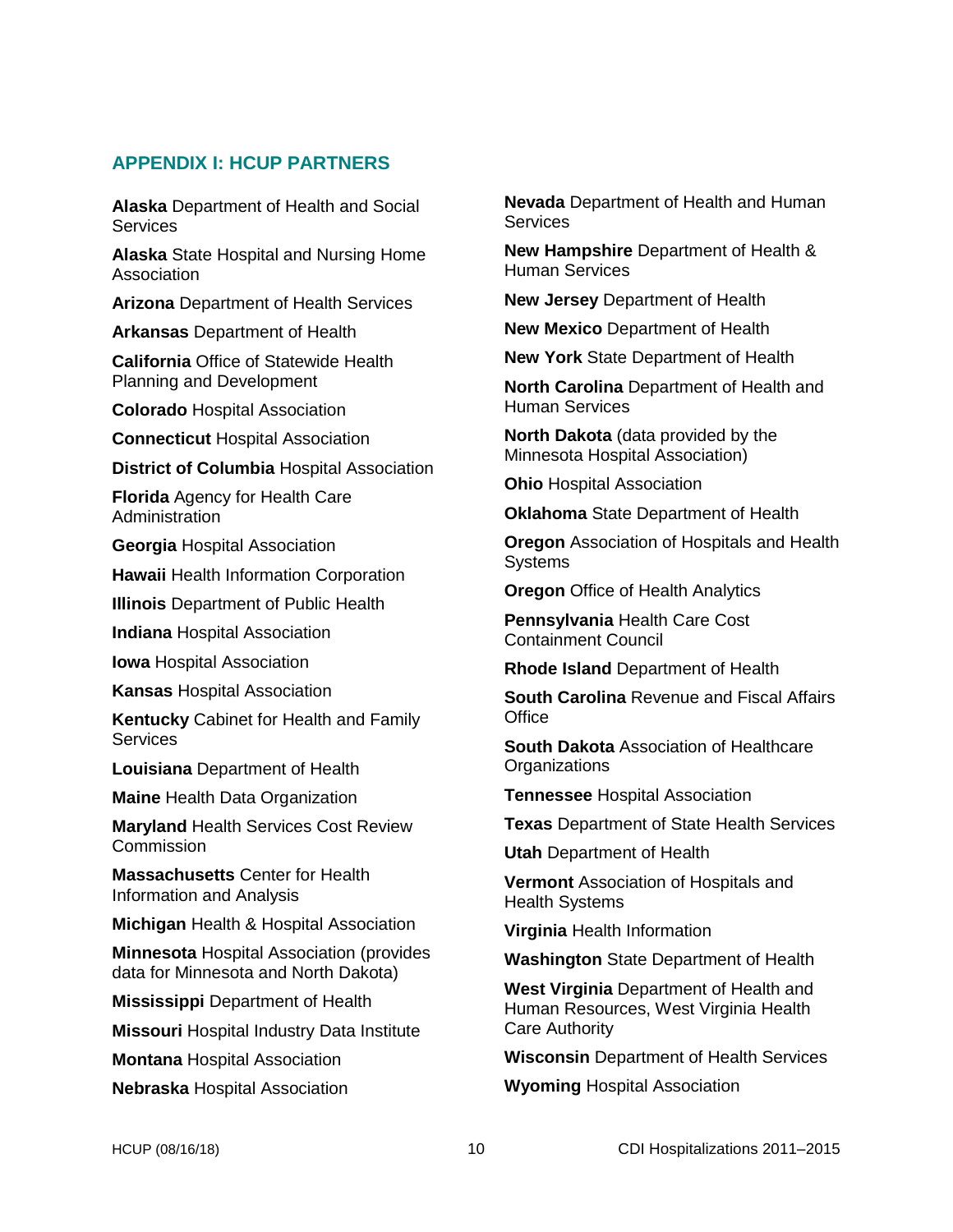## APPENDIX I: HCUP PARTNERS

**Alaska** Department of Health and Social Services

**Alaska** State Hospital and Nursing Home Association

**Arizona** Department of Health Services

**Arkansas** Department of Health

**California** Office of Statewide Health Planning and Development

**Colorado** Hospital Association

**Connecticut** Hospital Association

**District of Columbia** Hospital Association

**Florida** Agency for Health Care Administration

**Georgia** Hospital Association

**Hawaii** Health Information Corporation

**Illinois** Department of Public Health

**Indiana** Hospital Association

**Iowa** Hospital Association

**Kansas** Hospital Association

**Kentucky** Cabinet for Health and Family Services

**Louisiana** Department of Health

**Maine** Health Data Organization

**Maryland** Health Services Cost Review Commission

**Massachusetts** Center for Health Information and Analysis

**Michigan** Health & Hospital Association

**Minnesota** Hospital Association (provides data for Minnesota and North Dakota)

**Mississippi** Department of Health

**Missouri** Hospital Industry Data Institute

**Montana** Hospital Association

**Nebraska** Hospital Association

**Nevada** Department of Health and Human Services

**New Hampshire** Department of Health & Human Services

**New Jersey** Department of Health

**New Mexico** Department of Health

**New York** State Department of Health

**North Carolina** Department of Health and Human Services

**North Dakota** (data provided by the Minnesota Hospital Association)

**Ohio** Hospital Association

**Oklahoma** State Department of Health

**Oregon** Association of Hospitals and Health Systems

**Oregon** Office of Health Analytics

**Pennsylvania** Health Care Cost Containment Council

**Rhode Island** Department of Health

**South Carolina** Revenue and Fiscal Affairs Office

**South Dakota** Association of Healthcare Organizations

**Tennessee** Hospital Association

**Texas** Department of State Health Services

**Utah** Department of Health

**Vermont** Association of Hospitals and Health Systems

**Virginia** Health Information

**Washington** State Department of Health

**West Virginia** Department of Health and Human Resources, West Virginia Health Care Authority

**Wisconsin** Department of Health Services

**Wyoming** Hospital Association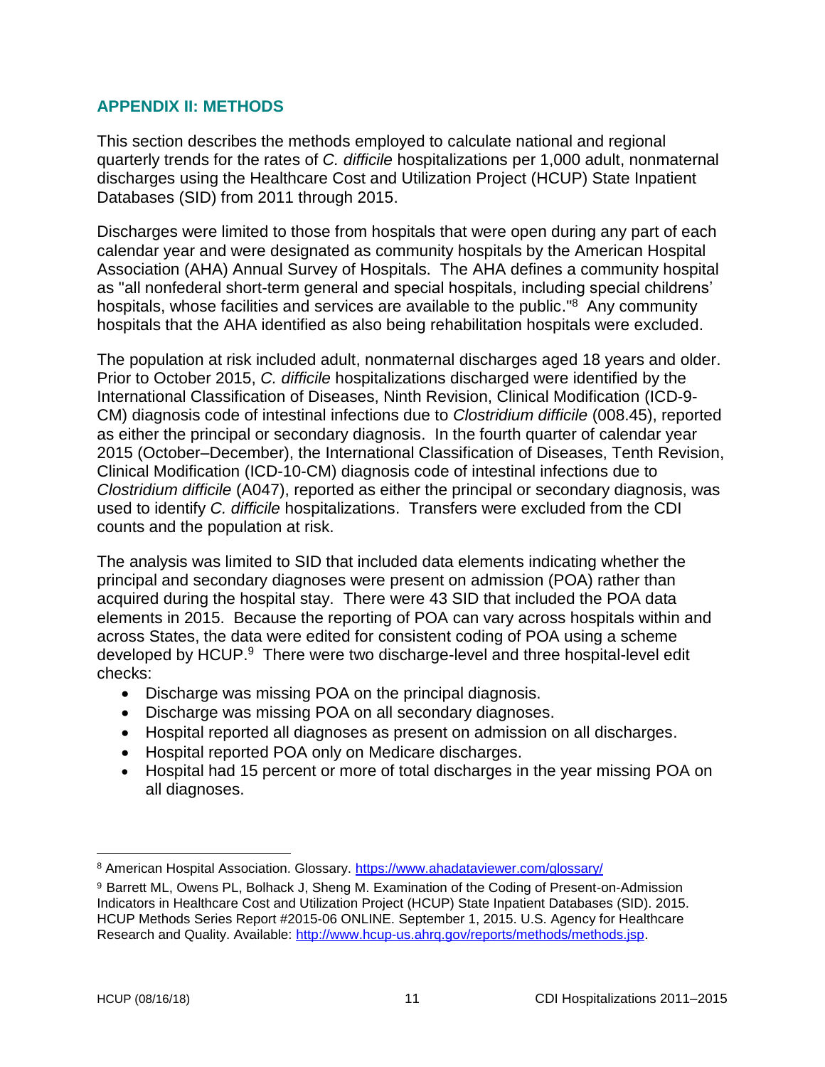## APPENDIX II: METHODS

This section describes the methods employed to calculate national and regional quarterly trends for the rates of *C. difficile* hospitalizations per 1,000 adult, nonmaternal discharges using the Healthcare Cost and Utilization Project (HCUP) State Inpatient Databases (SID) from 2011 through 2015.

Discharges were limited to those from hospitals that were open during any part of each calendar year and were designated as community hospitals by the American Hospital Association (AHA) Annual Survey of Hospitals. The AHA defines a community hospital as "all nonfederal short-term general and special hospitals, including special childrens' hospitals, whose facilities and services are available to the public."[8] Any community hospitals that the AHA identified as also being rehabilitation hospitals were excluded.

The population at risk included adult, nonmaternal discharges aged 18 years and older. Prior to October 2015, *C. difficile* hospitalizations discharged were identified by the International Classification of Diseases, Ninth Revision, Clinical Modification (ICD-9-CM) diagnosis code of intestinal infections due to *Clostridium difficile* (008.45), reported as either the principal or secondary diagnosis. In the fourth quarter of calendar year 2015 (October–December), the International Classification of Diseases, Tenth Revision, Clinical Modification (ICD-10-CM) diagnosis code of intestinal infections due to *Clostridium difficile* (A047), reported as either the principal or secondary diagnosis, was used to identify *C. difficile* hospitalizations. Transfers were excluded from the CDI counts and the population at risk.

The analysis was limited to SID that included data elements indicating whether the principal and secondary diagnoses were present on admission (POA) rather than acquired during the hospital stay. There were 43 SID that included the POA data elements in 2015. Because the reporting of POA can vary across hospitals within and across States, the data were edited for consistent coding of POA using a scheme developed by HCUP.[9] There were two discharge-level and three hospital-level edit checks:

- Discharge was missing POA on the principal diagnosis.
- Discharge was missing POA on all secondary diagnoses.
- Hospital reported all diagnoses as present on admission on all discharges.
- Hospital reported POA only on Medicare discharges.
- Hospital had 15 percent or more of total discharges in the year missing POA on all diagnoses.

---

[8] American Hospital Association. Glossary. https://www.ahadataviewer.com/glossary/

[9] Barrett ML, Owens PL, Bolhack J, Sheng M. Examination of the Coding of Present-on-Admission Indicators in Healthcare Cost and Utilization Project (HCUP) State Inpatient Databases (SID). 2015. HCUP Methods Series Report #2015-06 ONLINE. September 1, 2015. U.S. Agency for Healthcare Research and Quality. Available: http://www.hcup-us.ahrq.gov/reports/methods/methods.jsp.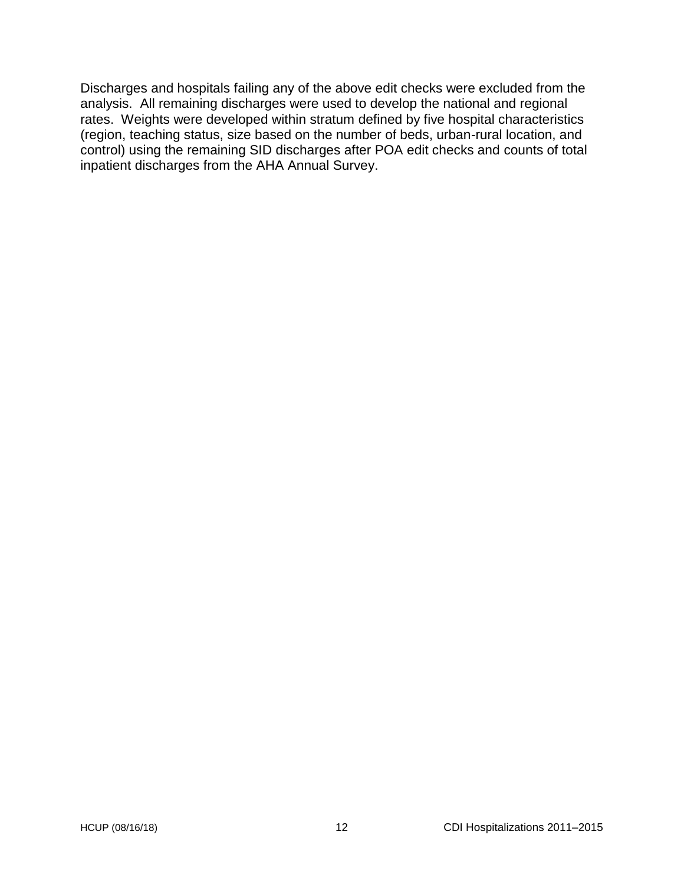Discharges and hospitals failing any of the above edit checks were excluded from the analysis. All remaining discharges were used to develop the national and regional rates. Weights were developed within stratum defined by five hospital characteristics (region, teaching status, size based on the number of beds, urban-rural location, and control) using the remaining SID discharges after POA edit checks and counts of total inpatient discharges from the AHA Annual Survey.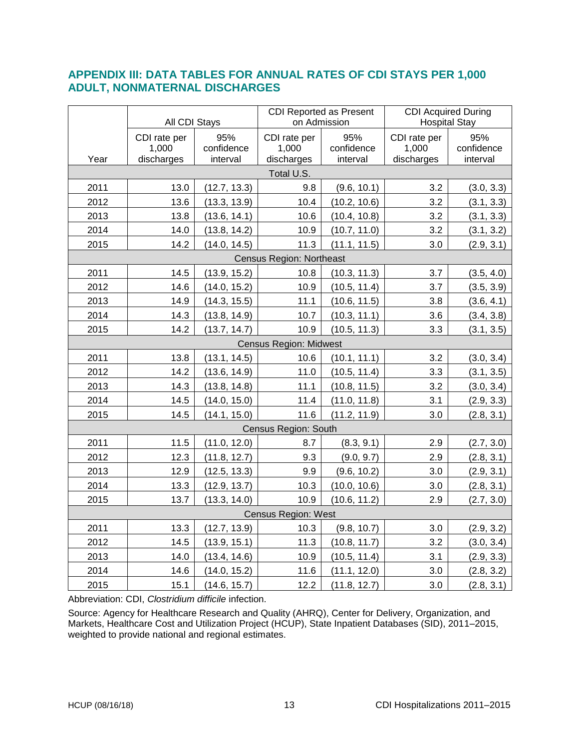## APPENDIX III: DATA TABLES FOR ANNUAL RATES OF CDI STAYS PER 1,000 ADULT, NONMATERNAL DISCHARGES

| | All CDI Stays | | CDI Reported as Present on Admission | | CDI Acquired During Hospital Stay | |
|---|---|---|---|---|---|---|
| Year | CDI rate per 1,000 discharges | 95% confidence interval | CDI rate per 1,000 discharges | 95% confidence interval | CDI rate per 1,000 discharges | 95% confidence interval |
| **Total U.S.** | | | | | | |
| 2011 | 13.0 | (12.7, 13.3) | 9.8 | (9.6, 10.1) | 3.2 | (3.0, 3.3) |
| 2012 | 13.6 | (13.3, 13.9) | 10.4 | (10.2, 10.6) | 3.2 | (3.1, 3.3) |
| 2013 | 13.8 | (13.6, 14.1) | 10.6 | (10.4, 10.8) | 3.2 | (3.1, 3.3) |
| 2014 | 14.0 | (13.8, 14.2) | 10.9 | (10.7, 11.0) | 3.2 | (3.1, 3.2) |
| 2015 | 14.2 | (14.0, 14.5) | 11.3 | (11.1, 11.5) | 3.0 | (2.9, 3.1) |
| **Census Region: Northeast** | | | | | | |
| 2011 | 14.5 | (13.9, 15.2) | 10.8 | (10.3, 11.3) | 3.7 | (3.5, 4.0) |
| 2012 | 14.6 | (14.0, 15.2) | 10.9 | (10.5, 11.4) | 3.7 | (3.5, 3.9) |
| 2013 | 14.9 | (14.3, 15.5) | 11.1 | (10.6, 11.5) | 3.8 | (3.6, 4.1) |
| 2014 | 14.3 | (13.8, 14.9) | 10.7 | (10.3, 11.1) | 3.6 | (3.4, 3.8) |
| 2015 | 14.2 | (13.7, 14.7) | 10.9 | (10.5, 11.3) | 3.3 | (3.1, 3.5) |
| **Census Region: Midwest** | | | | | | |
| 2011 | 13.8 | (13.1, 14.5) | 10.6 | (10.1, 11.1) | 3.2 | (3.0, 3.4) |
| 2012 | 14.2 | (13.6, 14.9) | 11.0 | (10.5, 11.4) | 3.3 | (3.1, 3.5) |
| 2013 | 14.3 | (13.8, 14.8) | 11.1 | (10.8, 11.5) | 3.2 | (3.0, 3.4) |
| 2014 | 14.5 | (14.0, 15.0) | 11.4 | (11.0, 11.8) | 3.1 | (2.9, 3.3) |
| 2015 | 14.5 | (14.1, 15.0) | 11.6 | (11.2, 11.9) | 3.0 | (2.8, 3.1) |
| **Census Region: South** | | | | | | |
| 2011 | 11.5 | (11.0, 12.0) | 8.7 | (8.3, 9.1) | 2.9 | (2.7, 3.0) |
| 2012 | 12.3 | (11.8, 12.7) | 9.3 | (9.0, 9.7) | 2.9 | (2.8, 3.1) |
| 2013 | 12.9 | (12.5, 13.3) | 9.9 | (9.6, 10.2) | 3.0 | (2.9, 3.1) |
| 2014 | 13.3 | (12.9, 13.7) | 10.3 | (10.0, 10.6) | 3.0 | (2.8, 3.1) |
| 2015 | 13.7 | (13.3, 14.0) | 10.9 | (10.6, 11.2) | 2.9 | (2.7, 3.0) |
| **Census Region: West** | | | | | | |
| 2011 | 13.3 | (12.7, 13.9) | 10.3 | (9.8, 10.7) | 3.0 | (2.9, 3.2) |
| 2012 | 14.5 | (13.9, 15.1) | 11.3 | (10.8, 11.7) | 3.2 | (3.0, 3.4) |
| 2013 | 14.0 | (13.4, 14.6) | 10.9 | (10.5, 11.4) | 3.1 | (2.9, 3.3) |
| 2014 | 14.6 | (14.0, 15.2) | 11.6 | (11.1, 12.0) | 3.0 | (2.8, 3.2) |
| 2015 | 15.1 | (14.6, 15.7) | 12.2 | (11.8, 12.7) | 3.0 | (2.8, 3.1) |

Abbreviation: CDI, *Clostridium difficile* infection.

Source: Agency for Healthcare Research and Quality (AHRQ), Center for Delivery, Organization, and Markets, Healthcare Cost and Utilization Project (HCUP), State Inpatient Databases (SID), 2011–2015, weighted to provide national and regional estimates.